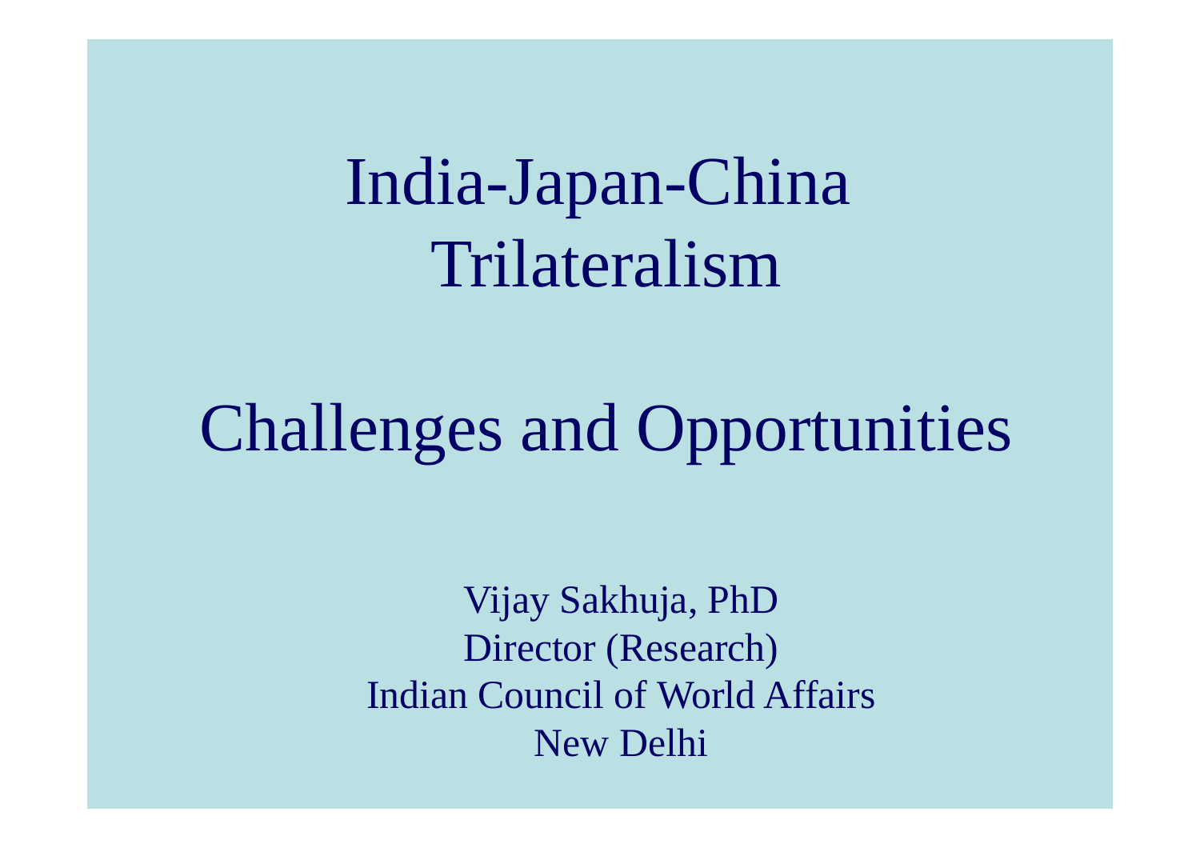# India-Japan-China Trilateralism

## Challenges and Opportunities

Vijay Sakhuja, PhD
Director (Research)
Indian Council of World Affairs
New Delhi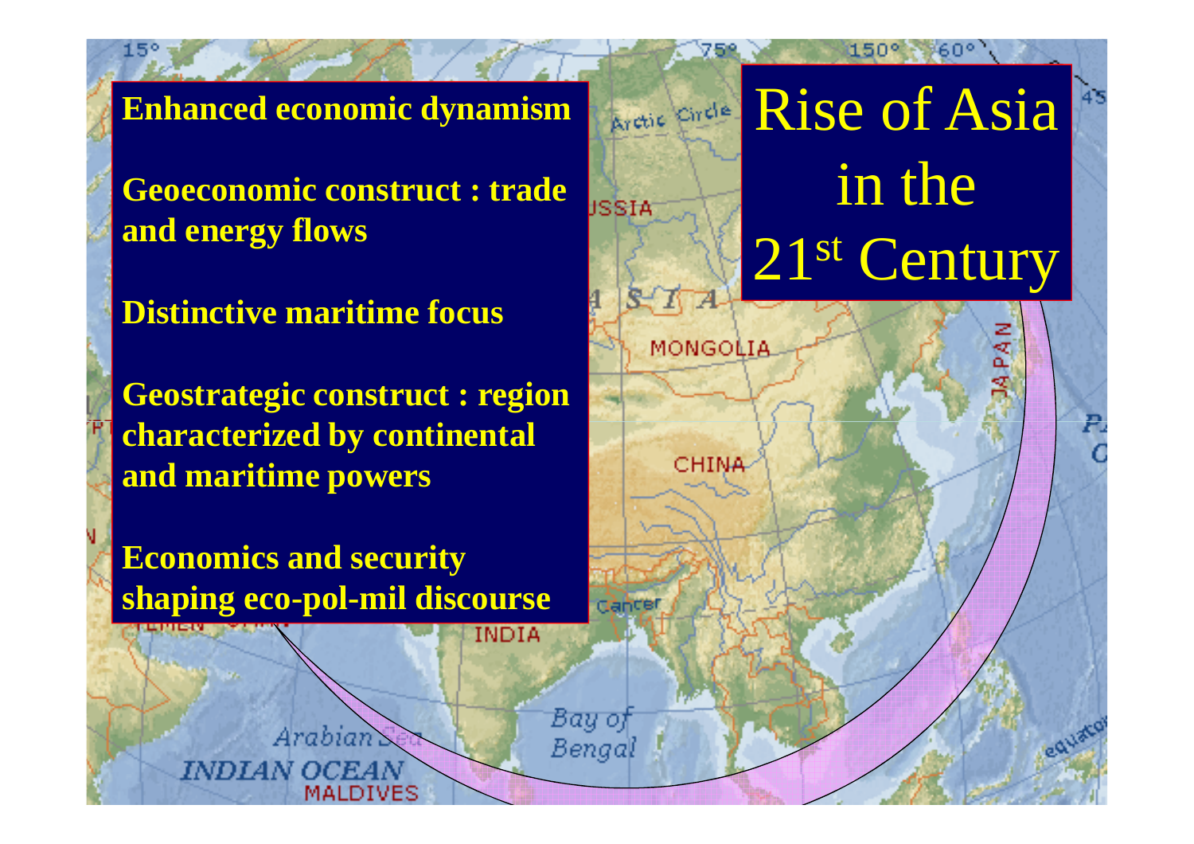# Rise of Asia in the 21st Century

**Enhanced economic dynamism**

**Geoeconomic construct : trade and energy flows**

**Distinctive maritime focus**

**Geostrategic construct : region characterized by continental and maritime powers**

**Economics and security shaping eco-pol-mil discourse**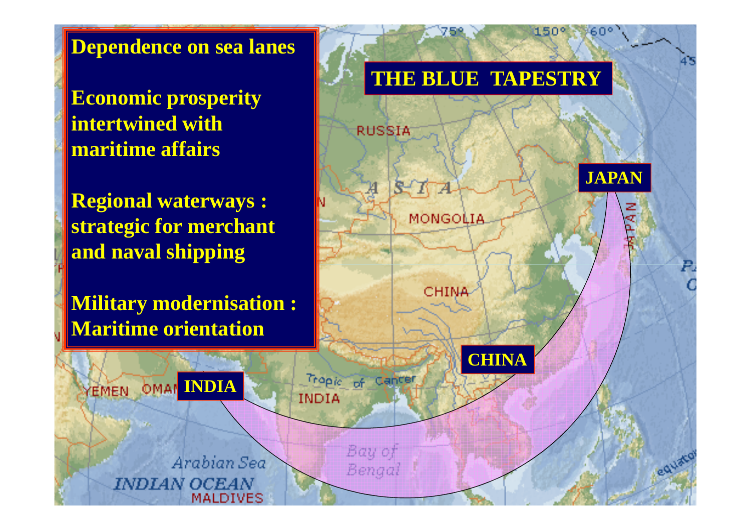# THE BLUE TAPESTRY

**Dependence on sea lanes**

**Economic prosperity intertwined with maritime affairs**

**Regional waterways : strategic for merchant and naval shipping**

**Military modernisation : Maritime orientation**

**INDIA**

**CHINA**

**JAPAN**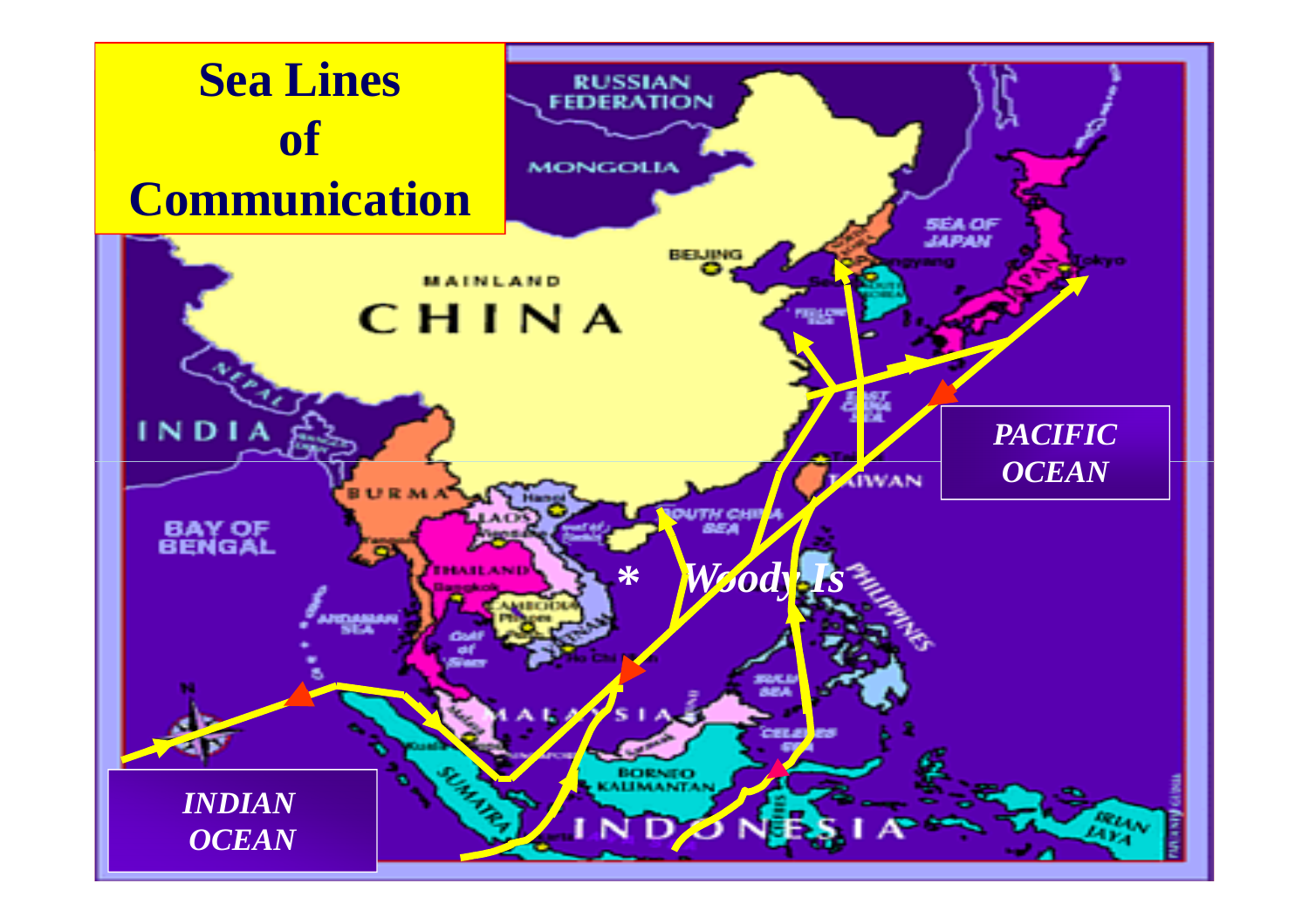# Sea Lines of Communication

*PACIFIC OCEAN*

*INDIAN OCEAN*

\* *Woody Is*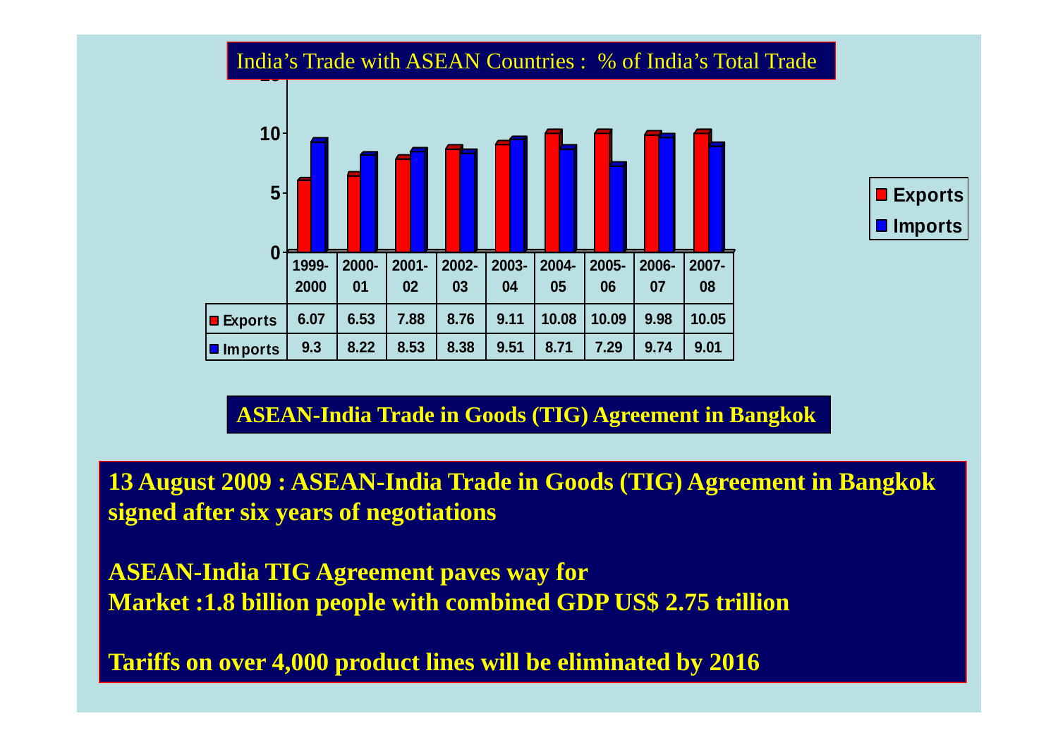## India's Trade with ASEAN Countries : % of India's Total Trade

| | 1999-2000 | 2000-01 | 2001-02 | 2002-03 | 2003-04 | 2004-05 | 2005-06 | 2006-07 | 2007-08 |
|---|---|---|---|---|---|---|---|---|---|
| Exports | 6.07 | 6.53 | 7.88 | 8.76 | 9.11 | 10.08 | 10.09 | 9.98 | 10.05 |
| Imports | 9.3 | 8.22 | 8.53 | 8.38 | 9.51 | 8.71 | 7.29 | 9.74 | 9.01 |

## ASEAN-India Trade in Goods (TIG) Agreement in Bangkok

**13 August 2009 : ASEAN-India Trade in Goods (TIG) Agreement in Bangkok signed after six years of negotiations**

**ASEAN-India TIG Agreement paves way for**
**Market :1.8 billion people with combined GDP US$ 2.75 trillion**

**Tariffs on over 4,000 product lines will be eliminated by 2016**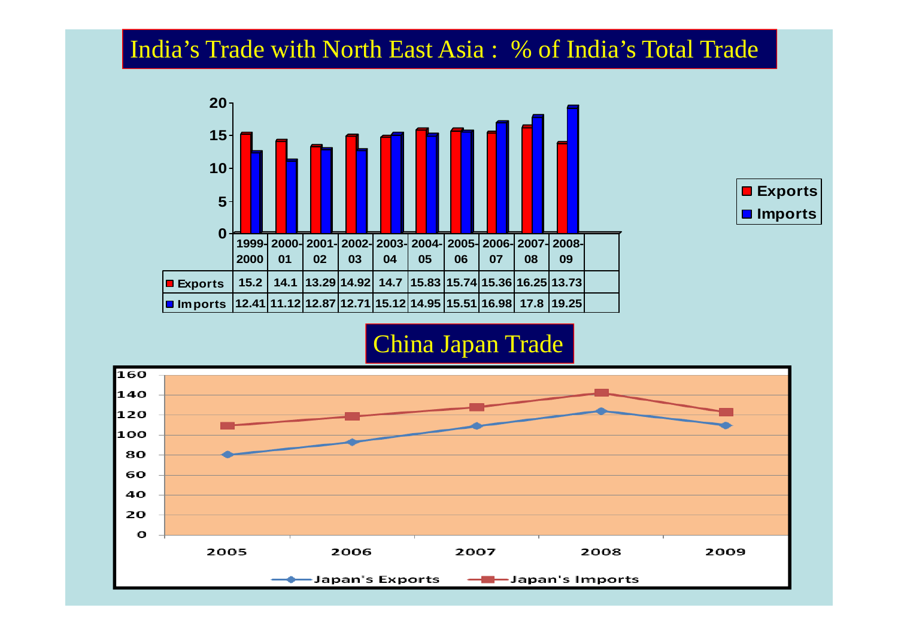# India's Trade with North East Asia : % of India's Total Trade

| | 1999-2000 | 2000-01 | 2001-02 | 2002-03 | 2003-04 | 2004-05 | 2005-06 | 2006-07 | 2007-08 | 2008-09 |
|---|---|---|---|---|---|---|---|---|---|---|
| Exports | 15.2 | 14.1 | 13.29 | 14.92 | 14.7 | 15.83 | 15.74 | 15.36 | 16.25 | 13.73 |
| Imports | 12.41 | 11.12 | 12.87 | 12.71 | 15.12 | 14.95 | 15.51 | 16.98 | 17.8 | 19.25 |

# China Japan Trade

Japan's Exports — Japan's Imports (2005–2009)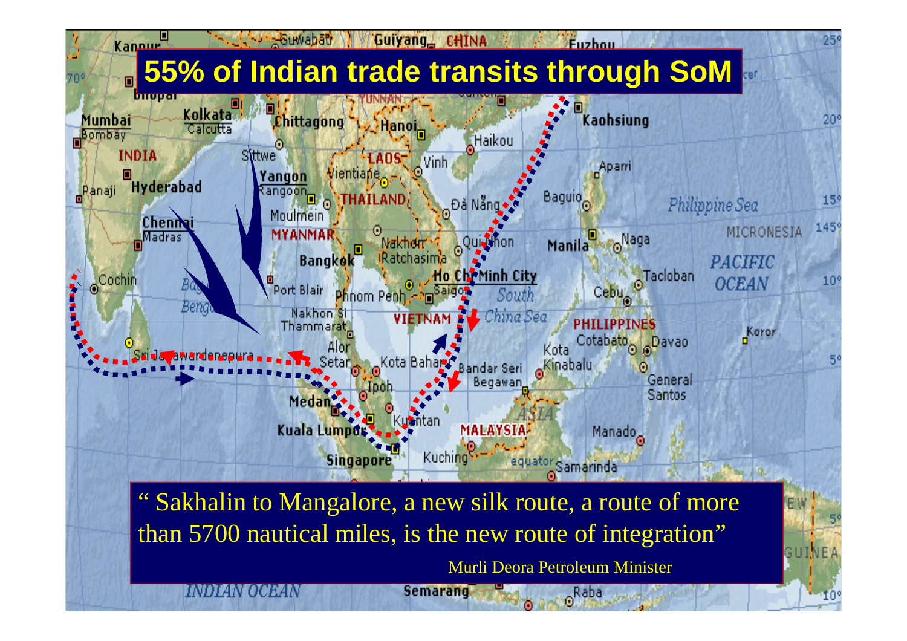# 55% of Indian trade transits through SoM

" Sakhalin to Mangalore, a new silk route, a route of more than 5700 nautical miles, is the new route of integration"

Murli Deora Petroleum Minister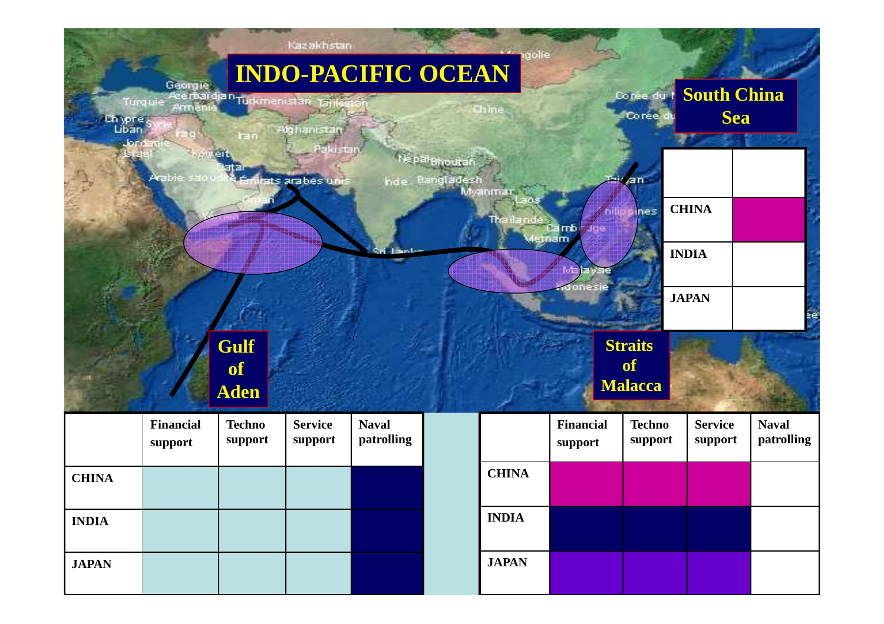# INDO-PACIFIC OCEAN

**South China Sea**

| | |
|---|---|
| CHINA | |
| INDIA | |
| JAPAN | |

**Gulf of Aden**

| | Financial support | Techno support | Service support | Naval patrolling |
|---|---|---|---|---|
| CHINA | | | | |
| INDIA | | | | |
| JAPAN | | | | |

**Straits of Malacca**

| | Financial support | Techno support | Service support | Naval patrolling |
|---|---|---|---|---|
| CHINA | | | | |
| INDIA | | | | |
| JAPAN | | | | |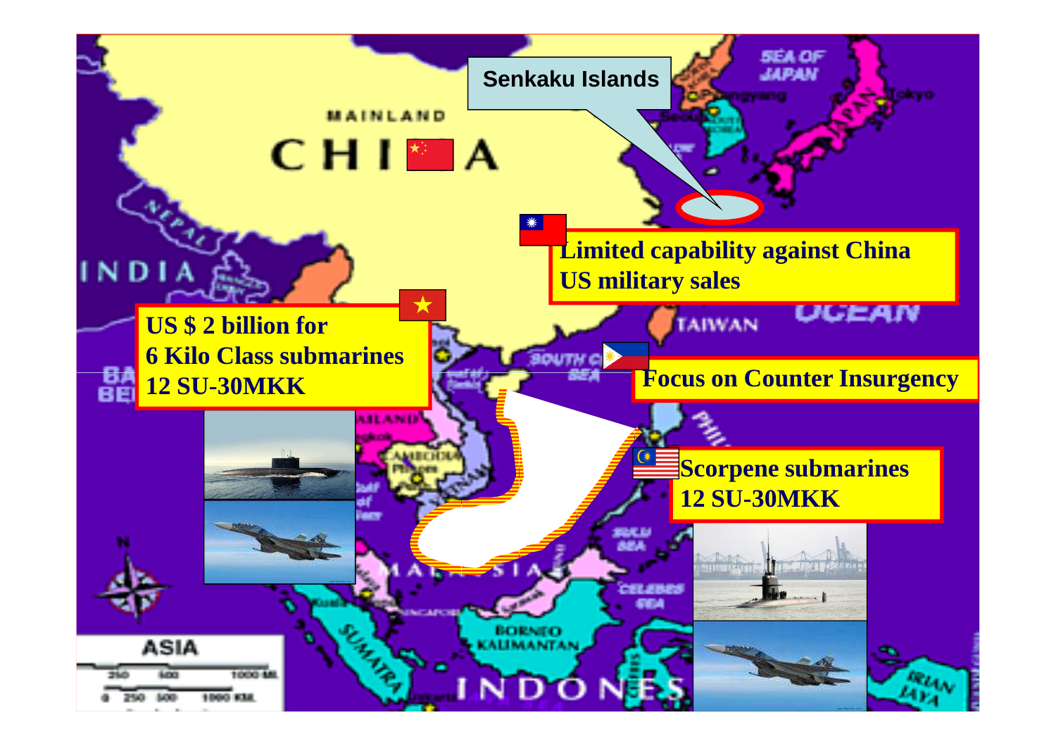Senkaku Islands

Limited capability against China
US military sales

US $ 2 billion for
6 Kilo Class submarines
12 SU-30MKK

Focus on Counter Insurgency

Scorpene submarines
12 SU-30MKK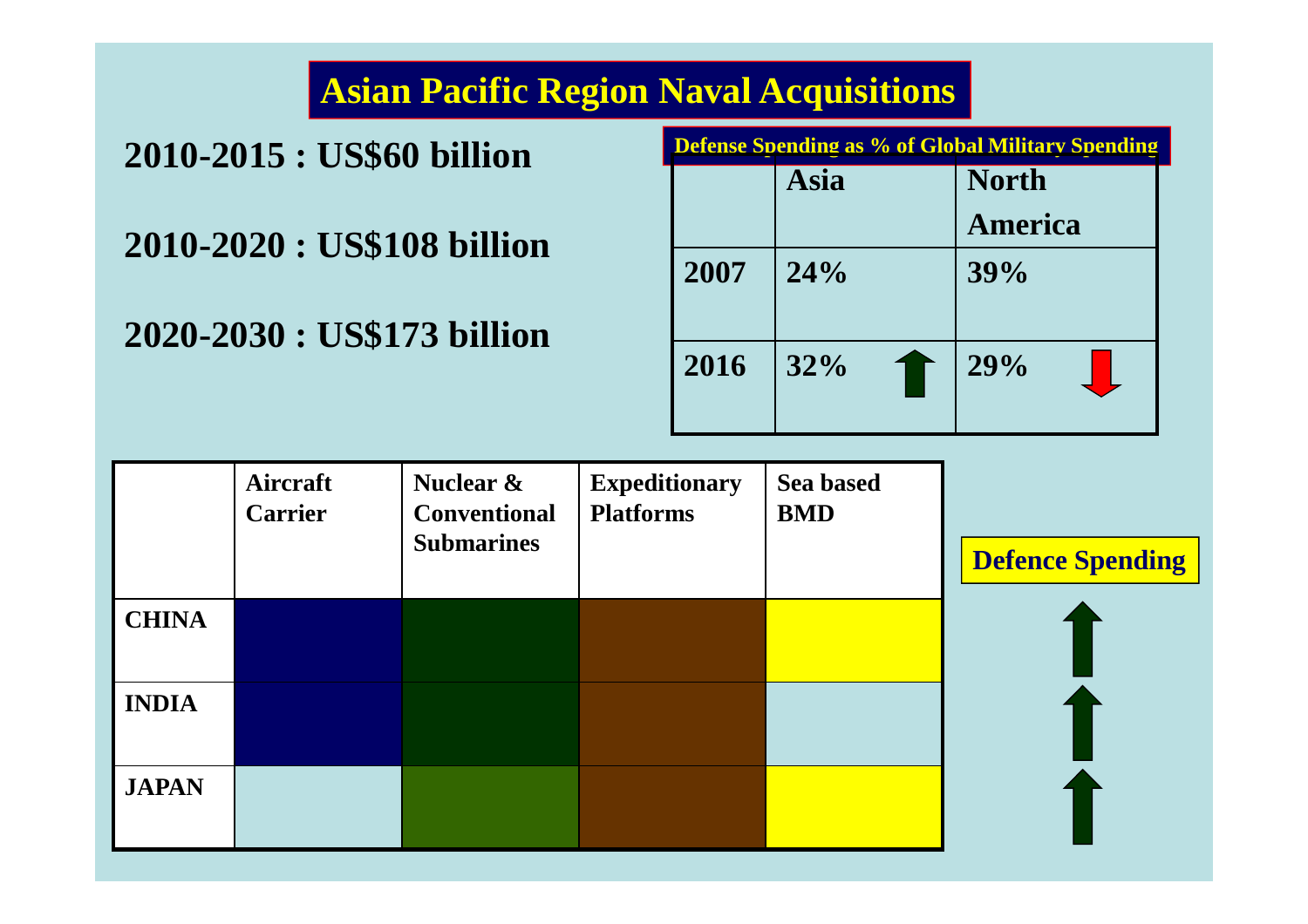# Asian Pacific Region Naval Acquisitions

**2010-2015 : US$60 billion**

**2010-2020 : US$108 billion**

**2020-2030 : US$173 billion**

**Defense Spending as % of Global Military Spending**

| | Asia | North America |
|---|---|---|
| 2007 | 24% | 39% |
| 2016 | 32% ↑ | 29% ↓ |

| | Aircraft Carrier | Nuclear & Conventional Submarines | Expeditionary Platforms | Sea based BMD |
|---|---|---|---|---|
| CHINA | | | | |
| INDIA | | | | |
| JAPAN | | | | |

**Defence Spending**

↑ ↑ ↑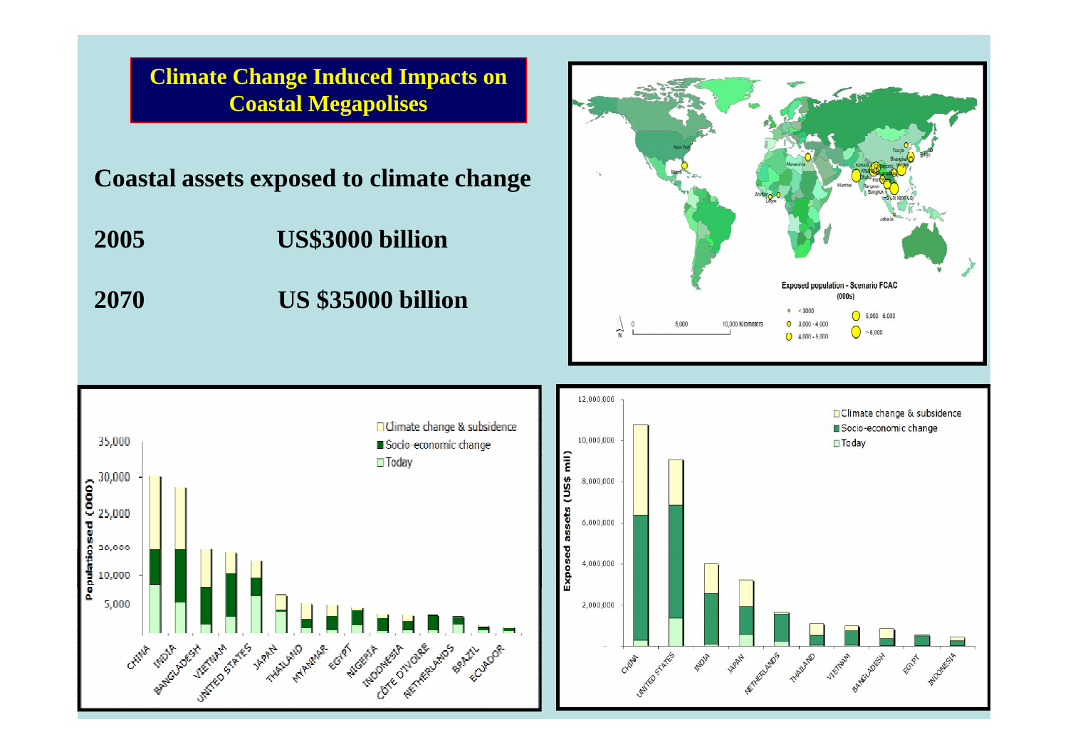# Climate Change Induced Impacts on Coastal Megapolises

**Coastal assets exposed to climate change**

| | |
|---|---|
| **2005** | **US$3000 billion** |
| **2070** | **US $35000 billion** |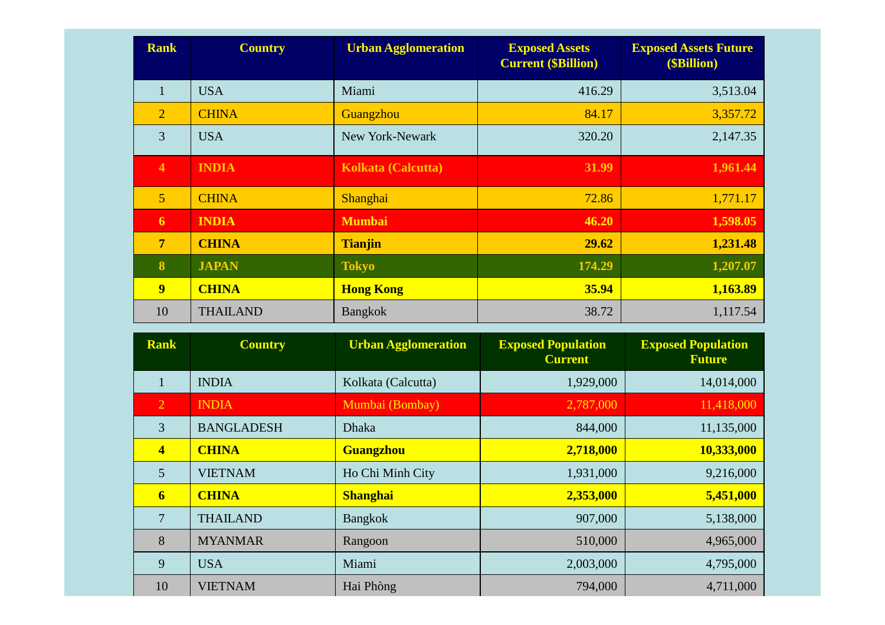| Rank | Country | Urban Agglomeration | Exposed Assets Current ($Billion) | Exposed Assets Future ($Billion) |
|---|---|---|---|---|
| 1 | USA | Miami | 416.29 | 3,513.04 |
| 2 | CHINA | Guangzhou | 84.17 | 3,357.72 |
| 3 | USA | New York-Newark | 320.20 | 2,147.35 |
| **4** | **INDIA** | **Kolkata (Calcutta)** | **31.99** | **1,961.44** |
| 5 | CHINA | Shanghai | 72.86 | 1,771.17 |
| **6** | **INDIA** | **Mumbai** | **46.20** | **1,598.05** |
| **7** | **CHINA** | **Tianjin** | **29.62** | **1,231.48** |
| **8** | **JAPAN** | **Tokyo** | **174.29** | **1,207.07** |
| **9** | **CHINA** | **Hong Kong** | **35.94** | **1,163.89** |
| 10 | THAILAND | Bangkok | 38.72 | 1,117.54 |

| Rank | Country | Urban Agglomeration | Exposed Population Current | Exposed Population Future |
|---|---|---|---|---|
| 1 | INDIA | Kolkata (Calcutta) | 1,929,000 | 14,014,000 |
| 2 | INDIA | Mumbai (Bombay) | 2,787,000 | 11,418,000 |
| 3 | BANGLADESH | Dhaka | 844,000 | 11,135,000 |
| **4** | **CHINA** | **Guangzhou** | **2,718,000** | **10,333,000** |
| 5 | VIETNAM | Ho Chi Minh City | 1,931,000 | 9,216,000 |
| **6** | **CHINA** | **Shanghai** | **2,353,000** | **5,451,000** |
| 7 | THAILAND | Bangkok | 907,000 | 5,138,000 |
| 8 | MYANMAR | Rangoon | 510,000 | 4,965,000 |
| 9 | USA | Miami | 2,003,000 | 4,795,000 |
| 10 | VIETNAM | Hai Phòng | 794,000 | 4,711,000 |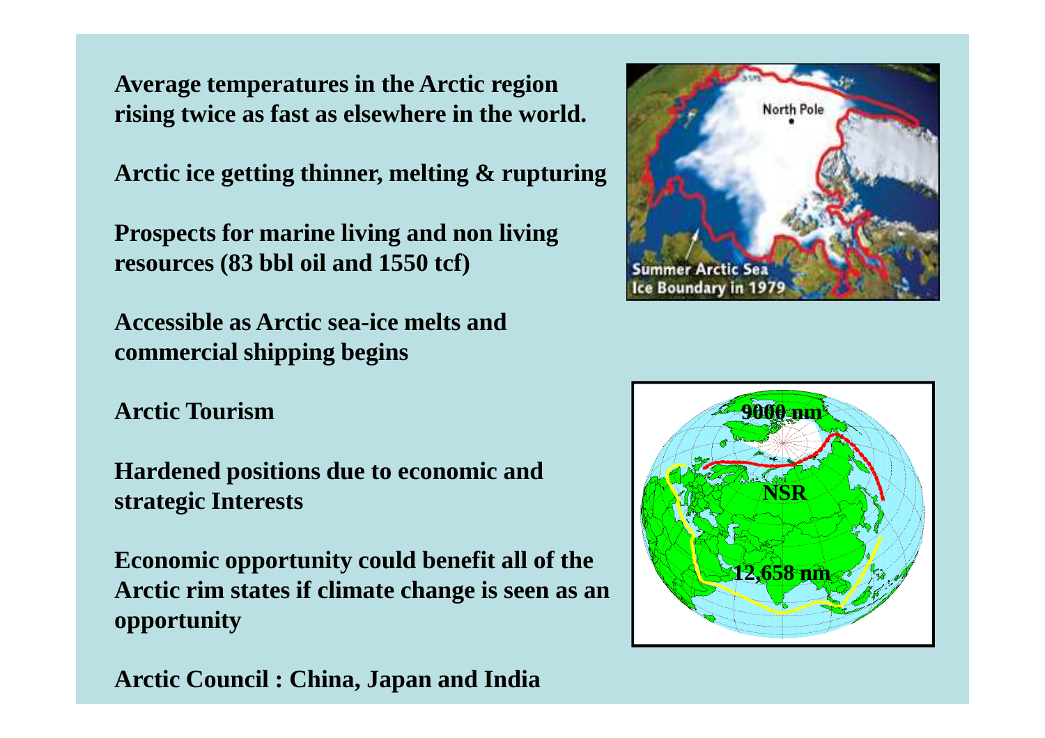**Average temperatures in the Arctic region rising twice as fast as elsewhere in the world.**

**Arctic ice getting thinner, melting & rupturing**

**Prospects for marine living and non living resources (83 bbl oil and 1550 tcf)**

**Accessible as Arctic sea-ice melts and commercial shipping begins**

**Arctic Tourism**

**Hardened positions due to economic and strategic Interests**

**Economic opportunity could benefit all of the Arctic rim states if climate change is seen as an opportunity**

**Arctic Council : China, Japan and India**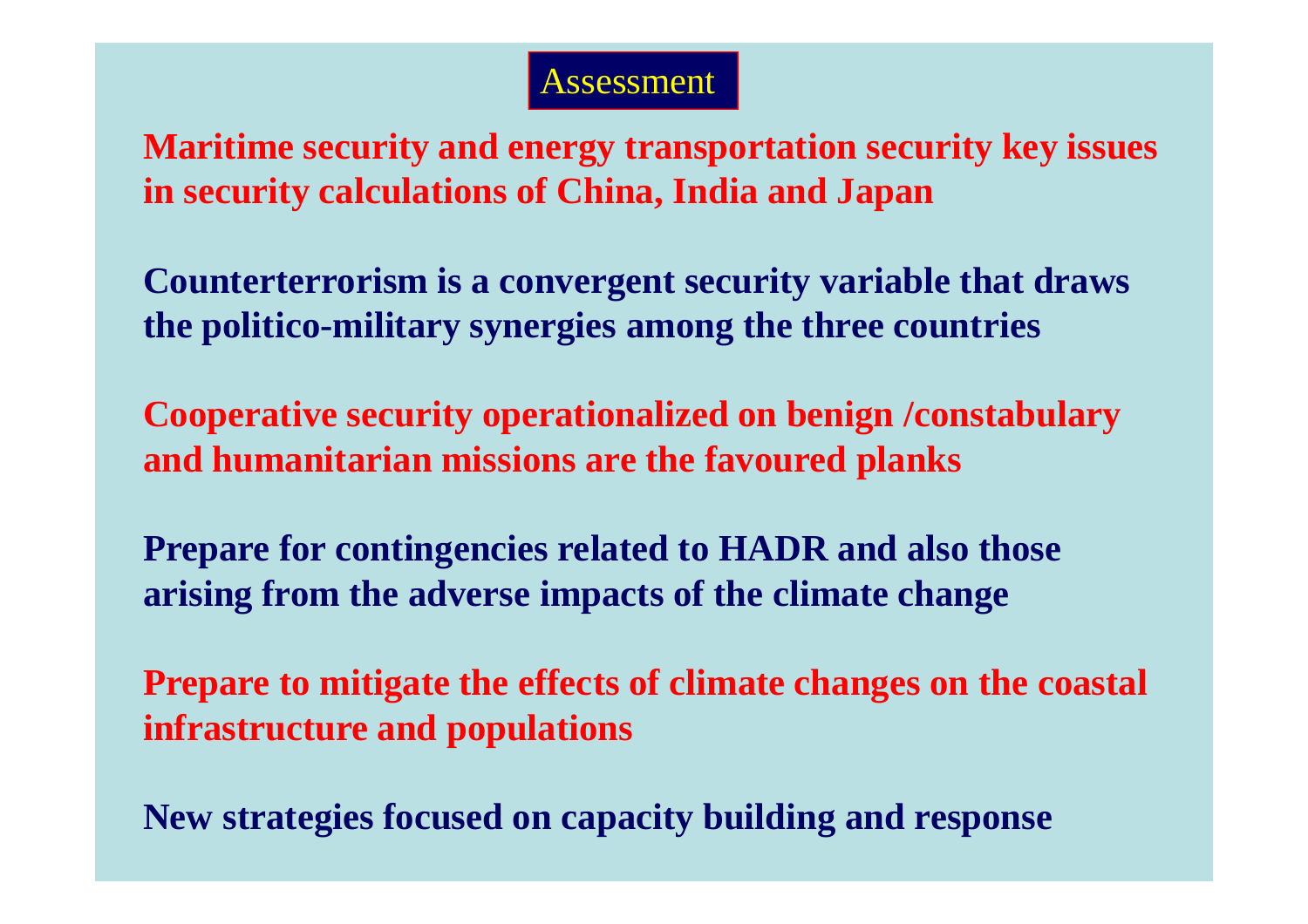# Assessment

**Maritime security and energy transportation security key issues in security calculations of China, India and Japan**

**Counterterrorism is a convergent security variable that draws the politico-military synergies among the three countries**

**Cooperative security operationalized on benign /constabulary and humanitarian missions are the favoured planks**

**Prepare for contingencies related to HADR and also those arising from the adverse impacts of the climate change**

**Prepare to mitigate the effects of climate changes on the coastal infrastructure and populations**

**New strategies focused on capacity building and response**